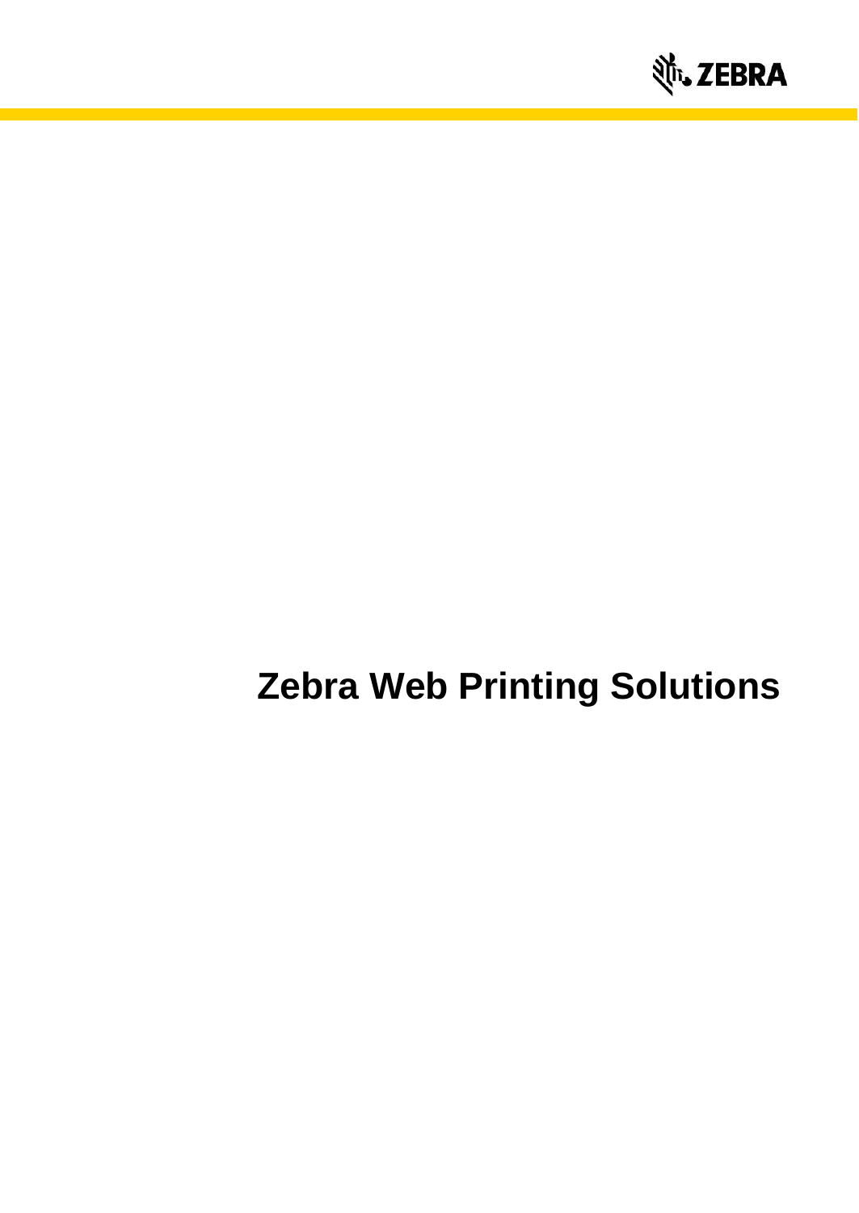# Zebra Web Printing Solutions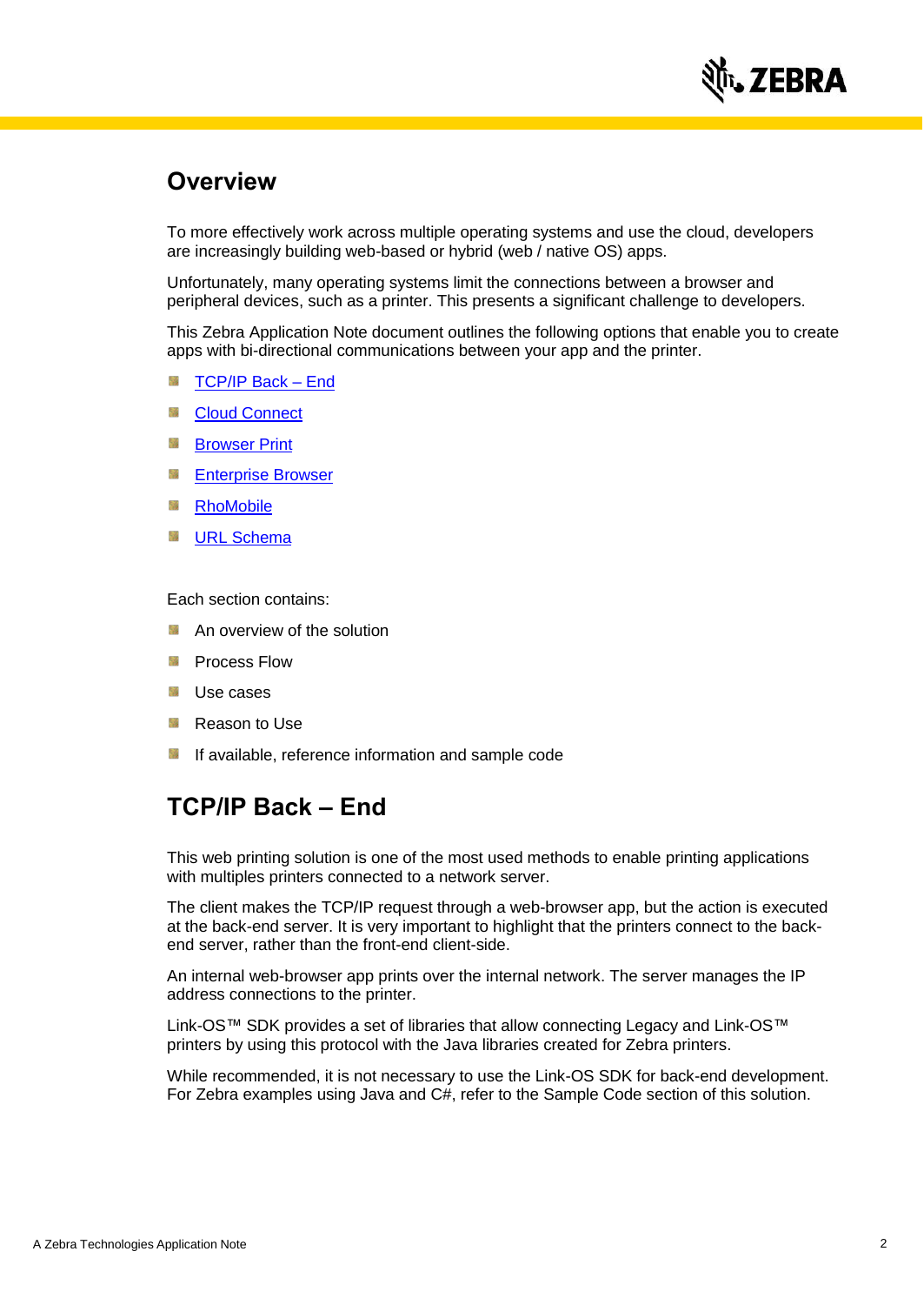## Overview

To more effectively work across multiple operating systems and use the cloud, developers are increasingly building web-based or hybrid (web / native OS) apps.

Unfortunately, many operating systems limit the connections between a browser and peripheral devices, such as a printer. This presents a significant challenge to developers.

This Zebra Application Note document outlines the following options that enable you to create apps with bi-directional communications between your app and the printer.

- TCP/IP Back – End
- Cloud Connect
- Browser Print
- Enterprise Browser
- RhoMobile
- URL Schema

Each section contains:

- An overview of the solution
- Process Flow
- Use cases
- Reason to Use
- If available, reference information and sample code

## TCP/IP Back – End

This web printing solution is one of the most used methods to enable printing applications with multiples printers connected to a network server.

The client makes the TCP/IP request through a web-browser app, but the action is executed at the back-end server. It is very important to highlight that the printers connect to the back-end server, rather than the front-end client-side.

An internal web-browser app prints over the internal network. The server manages the IP address connections to the printer.

Link-OS™ SDK provides a set of libraries that allow connecting Legacy and Link-OS™ printers by using this protocol with the Java libraries created for Zebra printers.

While recommended, it is not necessary to use the Link-OS SDK for back-end development. For Zebra examples using Java and C#, refer to the Sample Code section of this solution.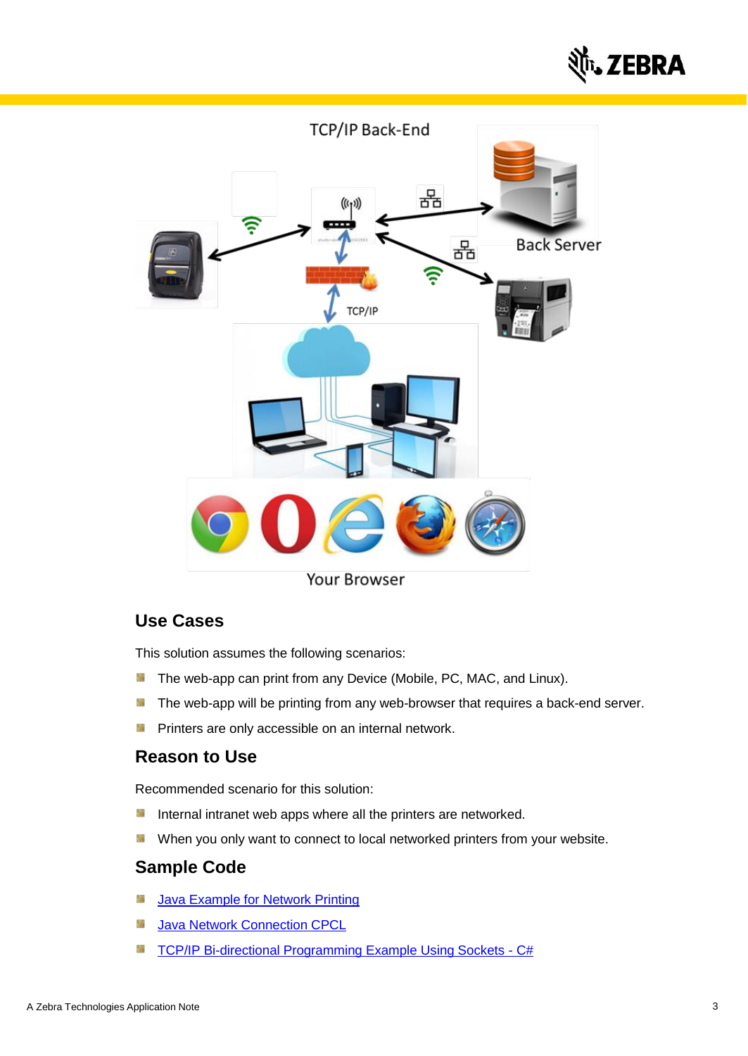## Use Cases

This solution assumes the following scenarios:

- The web-app can print from any Device (Mobile, PC, MAC, and Linux).
- The web-app will be printing from any web-browser that requires a back-end server.
- Printers are only accessible on an internal network.

## Reason to Use

Recommended scenario for this solution:

- Internal intranet web apps where all the printers are networked.
- When you only want to connect to local networked printers from your website.

## Sample Code

- Java Example for Network Printing
- Java Network Connection CPCL
- TCP/IP Bi-directional Programming Example Using Sockets - C#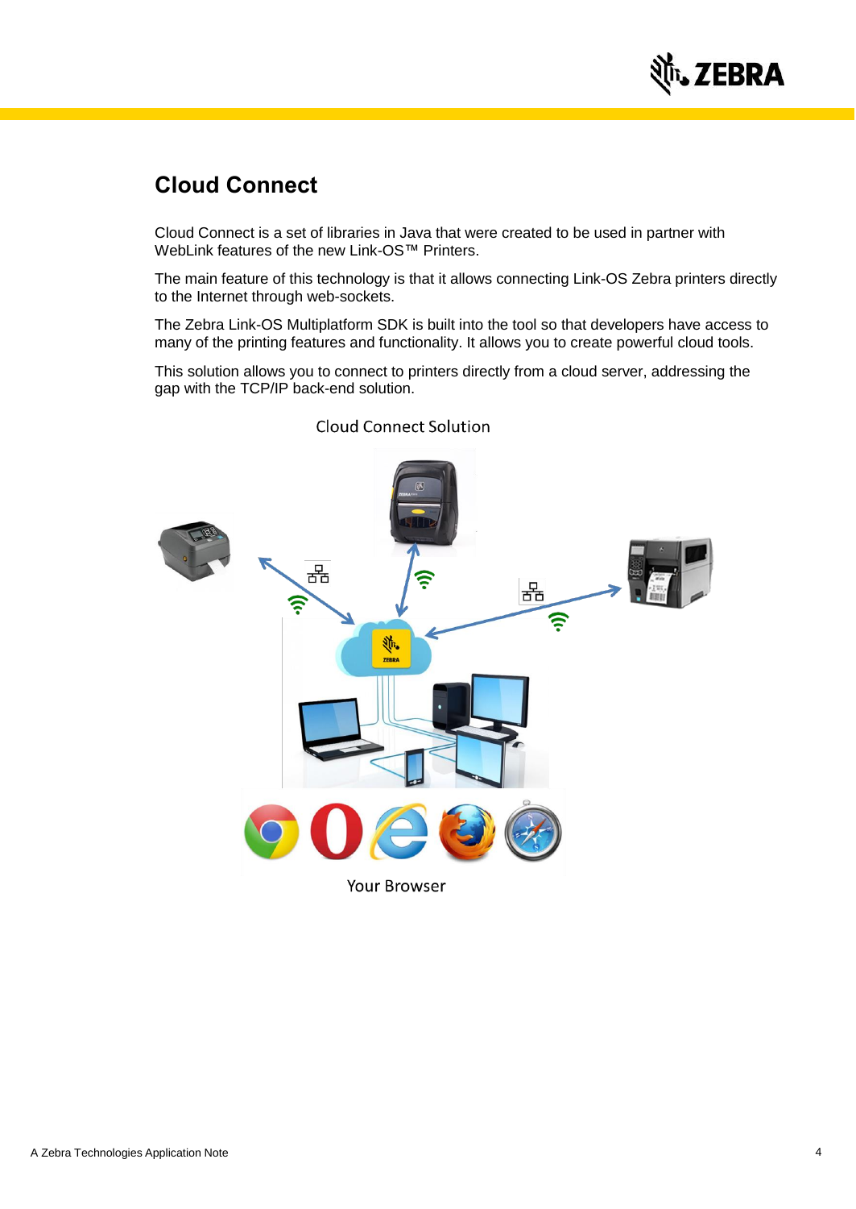## Cloud Connect

Cloud Connect is a set of libraries in Java that were created to be used in partner with WebLink features of the new Link-OS™ Printers.

The main feature of this technology is that it allows connecting Link-OS Zebra printers directly to the Internet through web-sockets.

The Zebra Link-OS Multiplatform SDK is built into the tool so that developers have access to many of the printing features and functionality. It allows you to create powerful cloud tools.

This solution allows you to connect to printers directly from a cloud server, addressing the gap with the TCP/IP back-end solution.

Cloud Connect Solution

Your Browser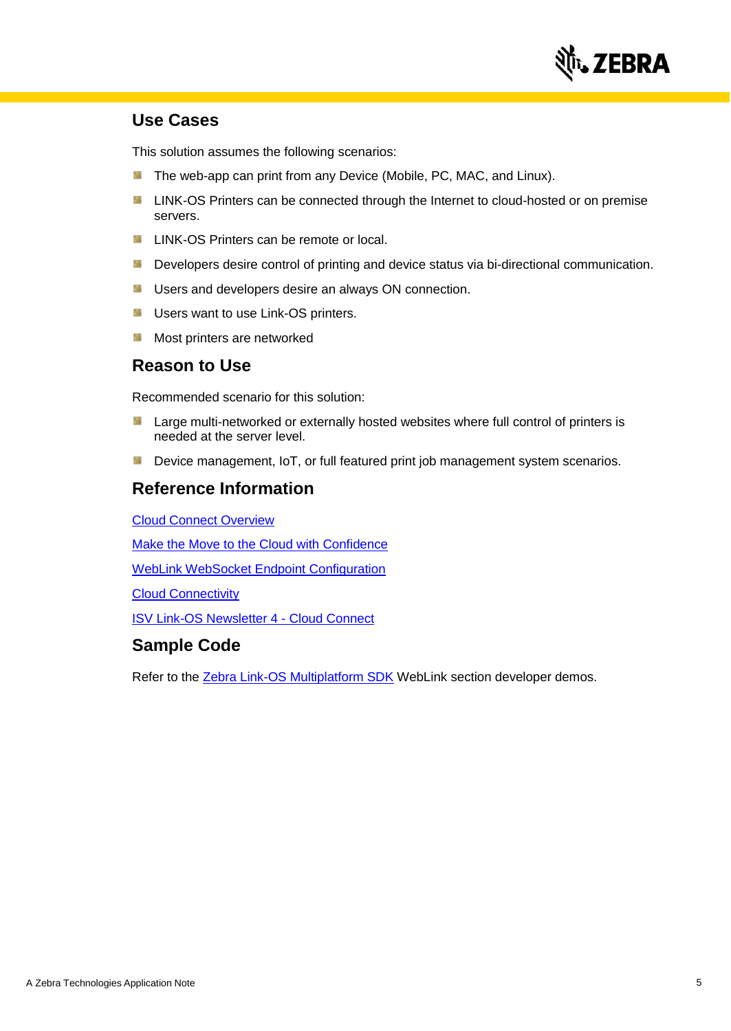## Use Cases

This solution assumes the following scenarios:

- The web-app can print from any Device (Mobile, PC, MAC, and Linux).
- LINK-OS Printers can be connected through the Internet to cloud-hosted or on premise servers.
- LINK-OS Printers can be remote or local.
- Developers desire control of printing and device status via bi-directional communication.
- Users and developers desire an always ON connection.
- Users want to use Link-OS printers.
- Most printers are networked

## Reason to Use

Recommended scenario for this solution:

- Large multi-networked or externally hosted websites where full control of printers is needed at the server level.
- Device management, IoT, or full featured print job management system scenarios.

## Reference Information

Cloud Connect Overview

Make the Move to the Cloud with Confidence

WebLink WebSocket Endpoint Configuration

Cloud Connectivity

ISV Link-OS Newsletter 4 - Cloud Connect

## Sample Code

Refer to the Zebra Link-OS Multiplatform SDK WebLink section developer demos.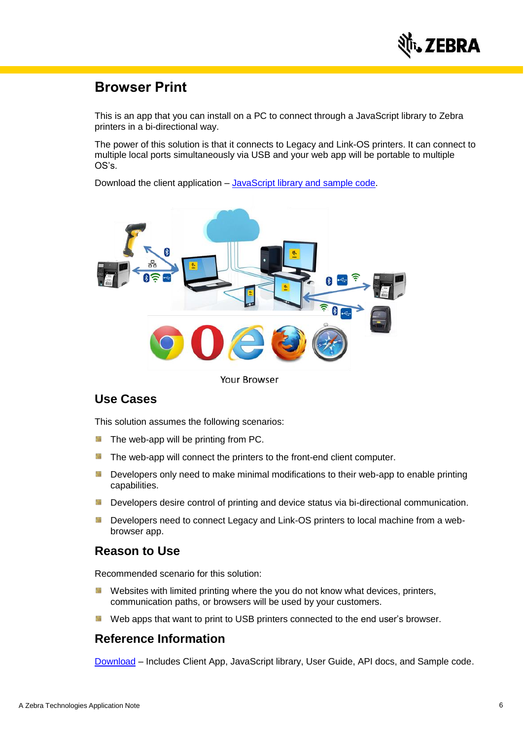# Browser Print

This is an app that you can install on a PC to connect through a JavaScript library to Zebra printers in a bi-directional way.

The power of this solution is that it connects to Legacy and Link-OS printers. It can connect to multiple local ports simultaneously via USB and your web app will be portable to multiple OS's.

Download the client application – JavaScript library and sample code.

Your Browser

## Use Cases

This solution assumes the following scenarios:

- The web-app will be printing from PC.
- The web-app will connect the printers to the front-end client computer.
- Developers only need to make minimal modifications to their web-app to enable printing capabilities.
- Developers desire control of printing and device status via bi-directional communication.
- Developers need to connect Legacy and Link-OS printers to local machine from a web-browser app.

## Reason to Use

Recommended scenario for this solution:

- Websites with limited printing where the you do not know what devices, printers, communication paths, or browsers will be used by your customers.
- Web apps that want to print to USB printers connected to the end user's browser.

## Reference Information

Download – Includes Client App, JavaScript library, User Guide, API docs, and Sample code.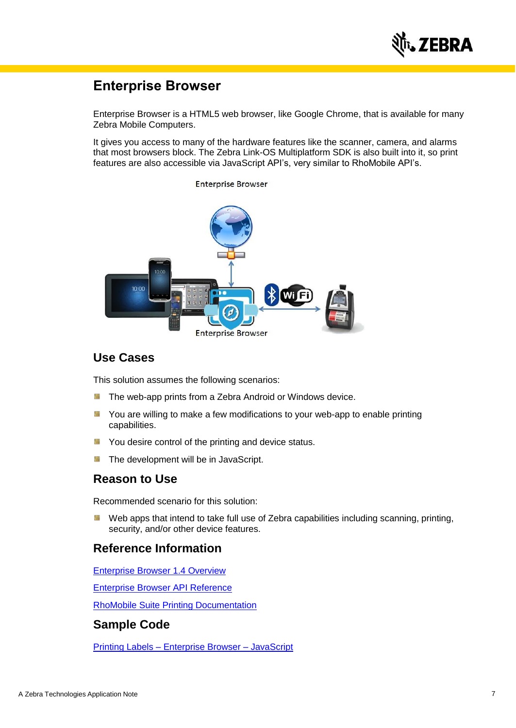# Enterprise Browser

Enterprise Browser is a HTML5 web browser, like Google Chrome, that is available for many Zebra Mobile Computers.

It gives you access to many of the hardware features like the scanner, camera, and alarms that most browsers block. The Zebra Link-OS Multiplatform SDK is also built into it, so print features are also accessible via JavaScript API's, very similar to RhoMobile API's.

## Use Cases

This solution assumes the following scenarios:

- The web-app prints from a Zebra Android or Windows device.
- You are willing to make a few modifications to your web-app to enable printing capabilities.
- You desire control of the printing and device status.
- The development will be in JavaScript.

## Reason to Use

Recommended scenario for this solution:

- Web apps that intend to take full use of Zebra capabilities including scanning, printing, security, and/or other device features.

## Reference Information

Enterprise Browser 1.4 Overview

Enterprise Browser API Reference

RhoMobile Suite Printing Documentation

## Sample Code

Printing Labels – Enterprise Browser – JavaScript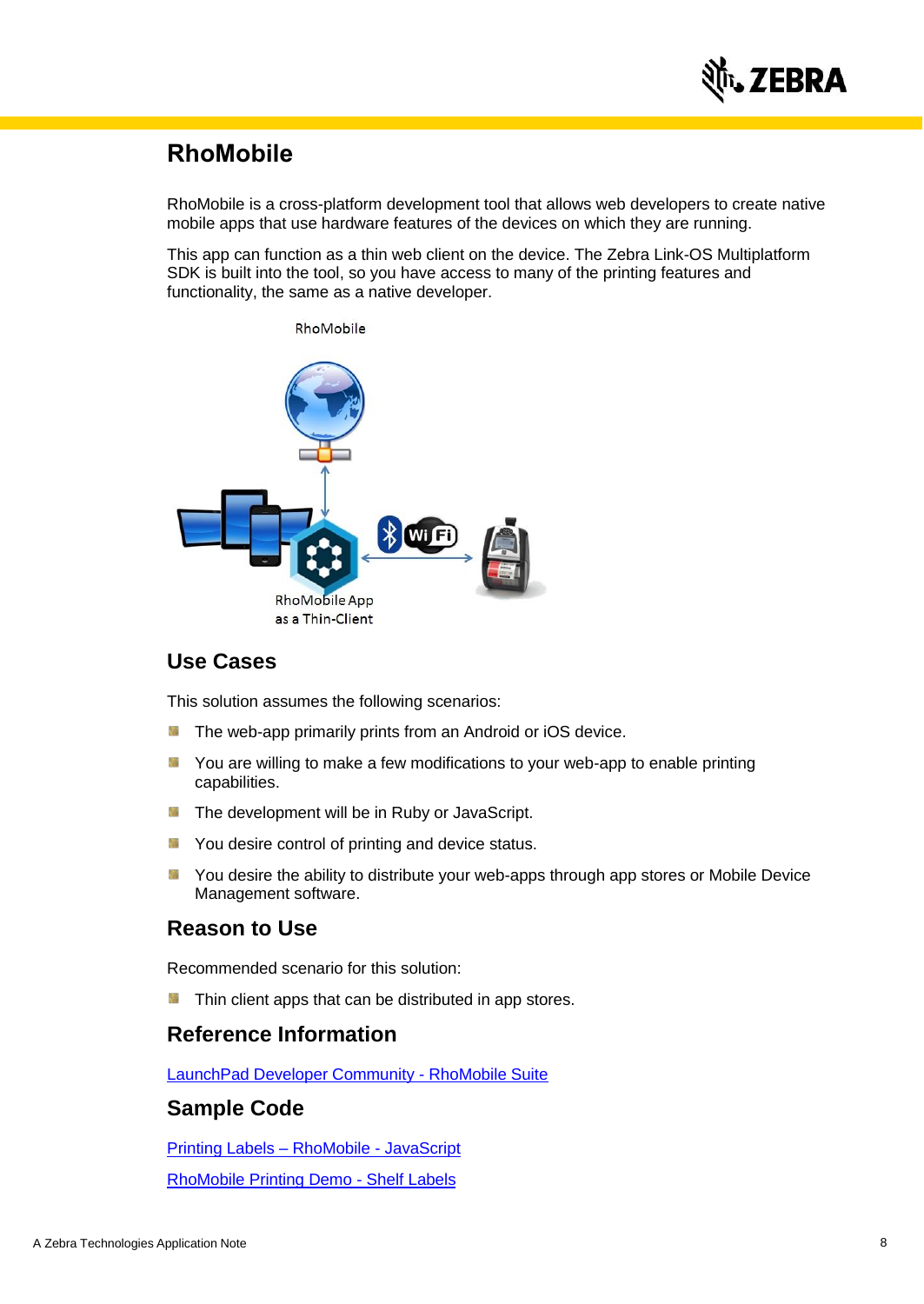## RhoMobile

RhoMobile is a cross-platform development tool that allows web developers to create native mobile apps that use hardware features of the devices on which they are running.

This app can function as a thin web client on the device. The Zebra Link-OS Multiplatform SDK is built into the tool, so you have access to many of the printing features and functionality, the same as a native developer.

RhoMobile

RhoMobile App as a Thin-Client

### Use Cases

This solution assumes the following scenarios:

- The web-app primarily prints from an Android or iOS device.
- You are willing to make a few modifications to your web-app to enable printing capabilities.
- The development will be in Ruby or JavaScript.
- You desire control of printing and device status.
- You desire the ability to distribute your web-apps through app stores or Mobile Device Management software.

### Reason to Use

Recommended scenario for this solution:

- Thin client apps that can be distributed in app stores.

### Reference Information

LaunchPad Developer Community - RhoMobile Suite

### Sample Code

Printing Labels – RhoMobile - JavaScript

RhoMobile Printing Demo - Shelf Labels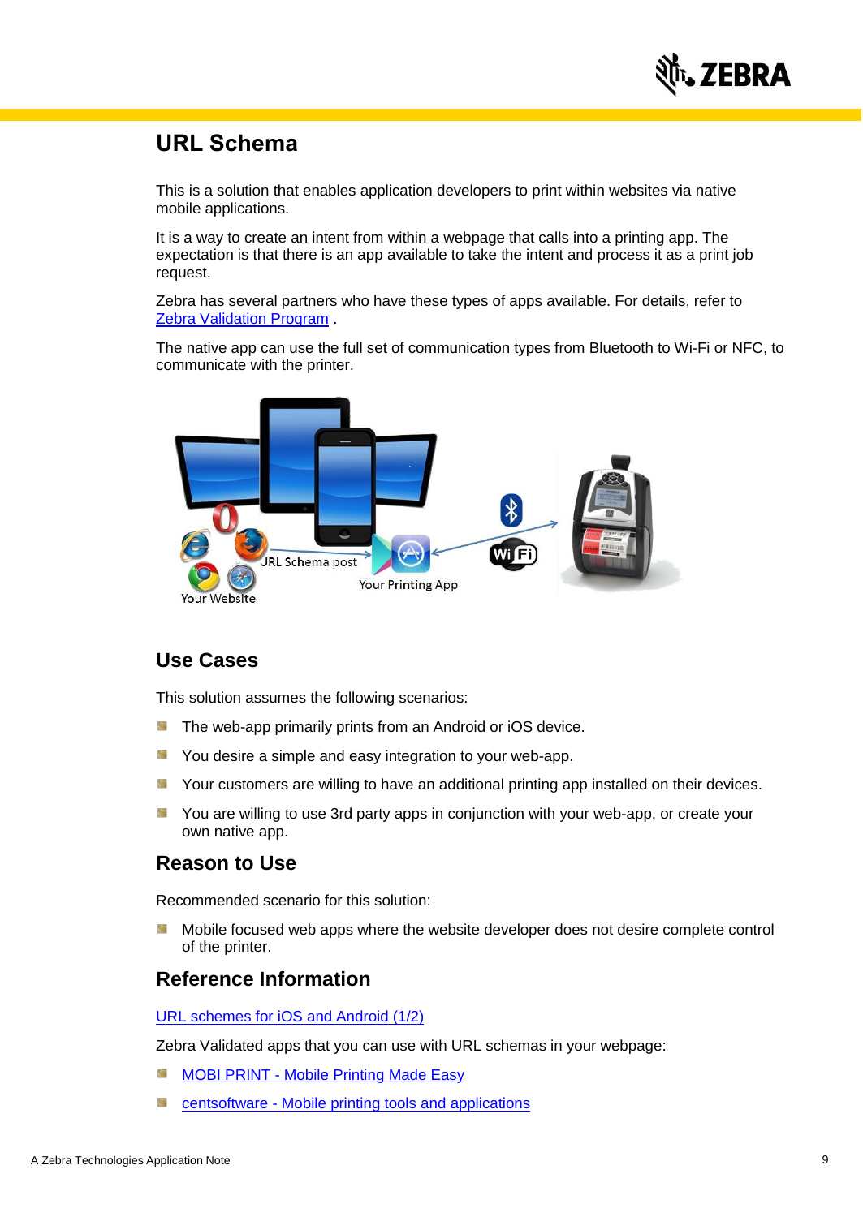## URL Schema

This is a solution that enables application developers to print within websites via native mobile applications.

It is a way to create an intent from within a webpage that calls into a printing app. The expectation is that there is an app available to take the intent and process it as a print job request.

Zebra has several partners who have these types of apps available. For details, refer to Zebra Validation Program .

The native app can use the full set of communication types from Bluetooth to Wi-Fi or NFC, to communicate with the printer.

### Use Cases

This solution assumes the following scenarios:

- The web-app primarily prints from an Android or iOS device.
- You desire a simple and easy integration to your web-app.
- Your customers are willing to have an additional printing app installed on their devices.
- You are willing to use 3rd party apps in conjunction with your web-app, or create your own native app.

### Reason to Use

Recommended scenario for this solution:

- Mobile focused web apps where the website developer does not desire complete control of the printer.

### Reference Information

URL schemes for iOS and Android (1/2)

Zebra Validated apps that you can use with URL schemas in your webpage:

- MOBI PRINT - Mobile Printing Made Easy
- centsoftware - Mobile printing tools and applications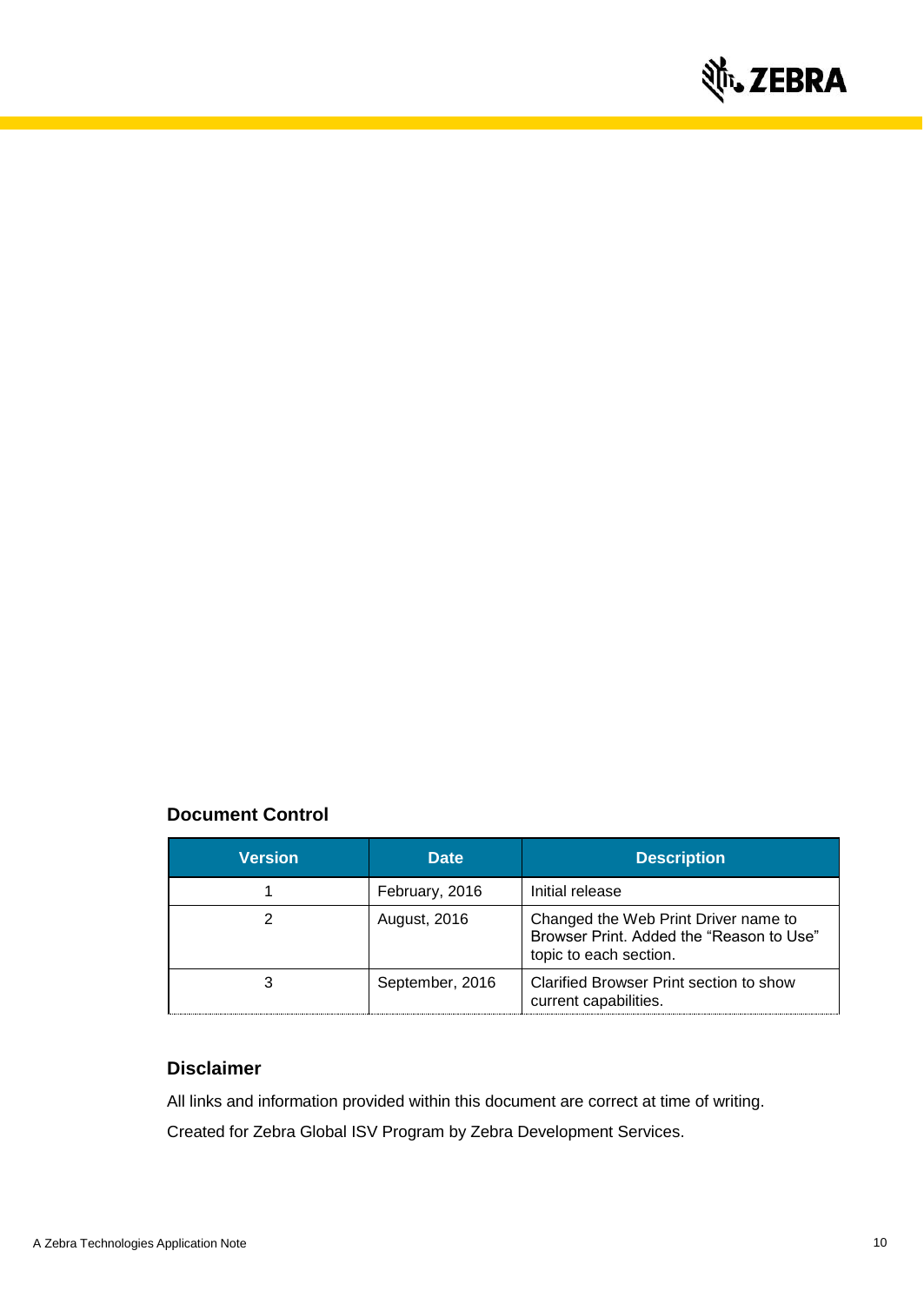### Document Control

| Version | Date | Description |
|---|---|---|
| 1 | February, 2016 | Initial release |
| 2 | August, 2016 | Changed the Web Print Driver name to Browser Print. Added the "Reason to Use" topic to each section. |
| 3 | September, 2016 | Clarified Browser Print section to show current capabilities. |

### Disclaimer

All links and information provided within this document are correct at time of writing.

Created for Zebra Global ISV Program by Zebra Development Services.